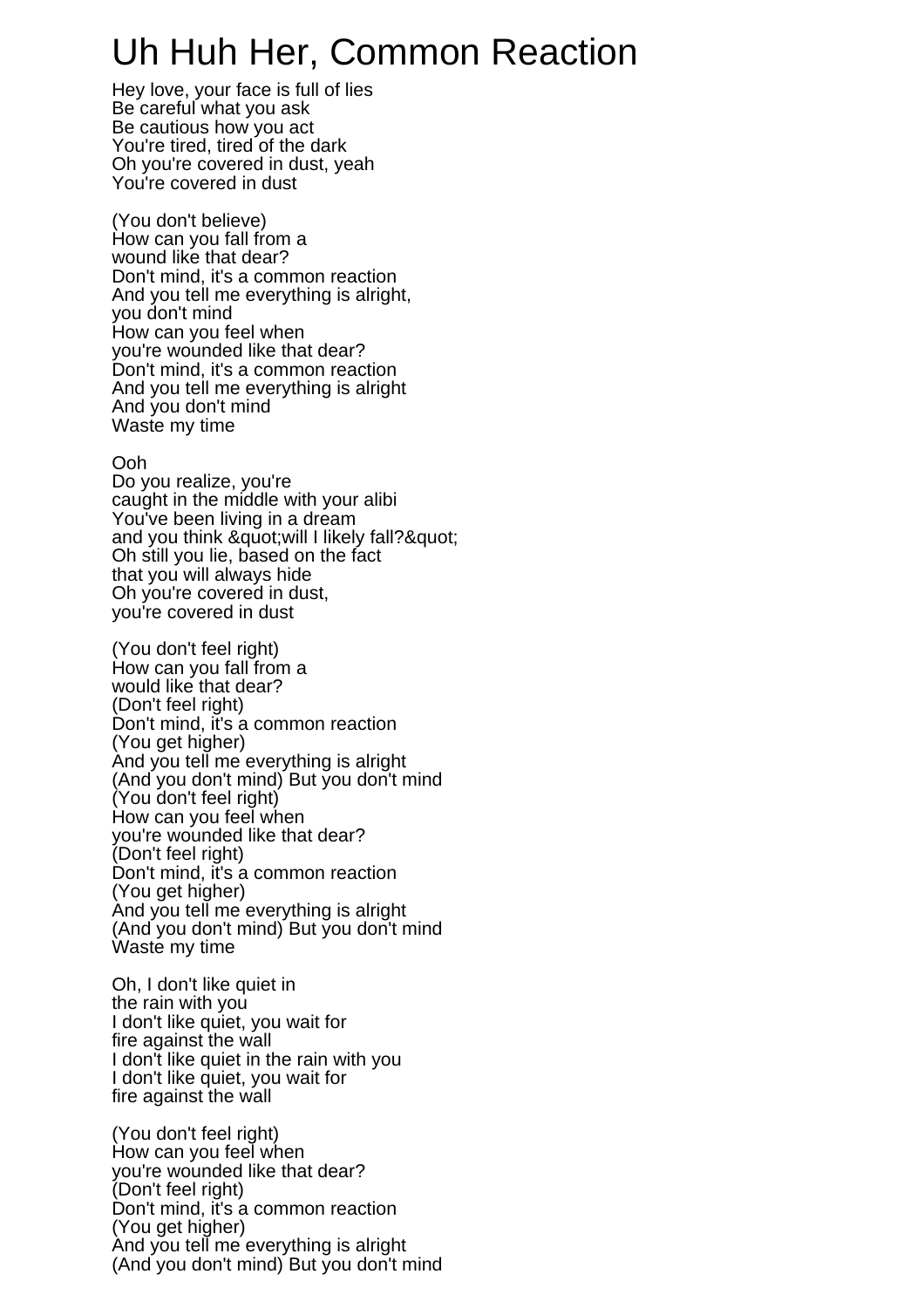# Uh Huh Her, Common Reaction

Hey love, your face is full of lies
Be careful what you ask
Be cautious how you act
You're tired, tired of the dark
Oh you're covered in dust, yeah
You're covered in dust

(You don't believe)
How can you fall from a
wound like that dear?
Don't mind, it's a common reaction
And you tell me everything is alright,
you don't mind
How can you feel when
you're wounded like that dear?
Don't mind, it's a common reaction
And you tell me everything is alright
And you don't mind
Waste my time

Ooh
Do you realize, you're
caught in the middle with your alibi
You've been living in a dream
and you think &quot;will I likely fall?&quot;
Oh still you lie, based on the fact
that you will always hide
Oh you're covered in dust,
you're covered in dust

(You don't feel right)
How can you fall from a
would like that dear?
(Don't feel right)
Don't mind, it's a common reaction
(You get higher)
And you tell me everything is alright
(And you don't mind) But you don't mind
(You don't feel right)
How can you feel when
you're wounded like that dear?
(Don't feel right)
Don't mind, it's a common reaction
(You get higher)
And you tell me everything is alright
(And you don't mind) But you don't mind
Waste my time

Oh, I don't like quiet in
the rain with you
I don't like quiet, you wait for
fire against the wall
I don't like quiet in the rain with you
I don't like quiet, you wait for
fire against the wall

(You don't feel right)
How can you feel when
you're wounded like that dear?
(Don't feel right)
Don't mind, it's a common reaction
(You get higher)
And you tell me everything is alright
(And you don't mind) But you don't mind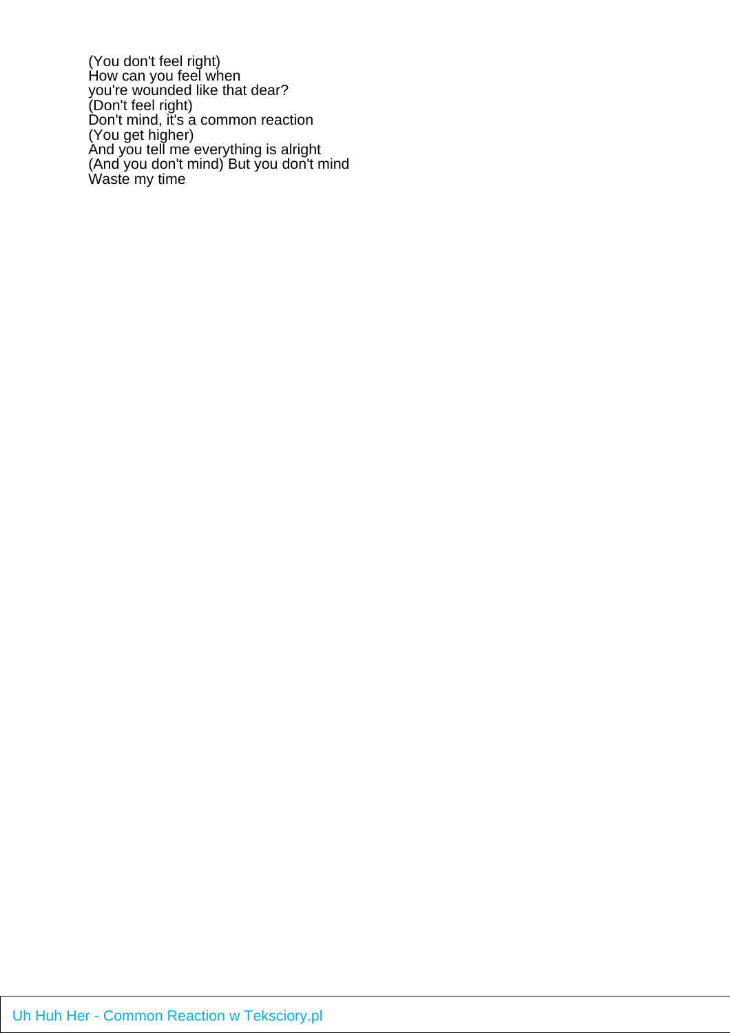(You don't feel right)
How can you feel when
you're wounded like that dear?
(Don't feel right)
Don't mind, it's a common reaction
(You get higher)
And you tell me everything is alright
(And you don't mind) But you don't mind
Waste my time